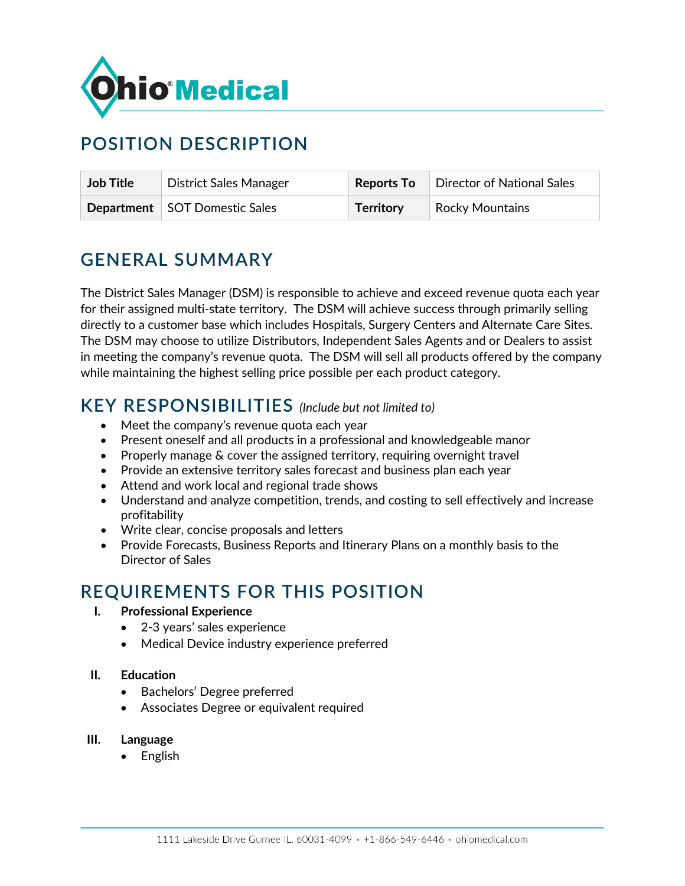Ohio® Medical

# POSITION DESCRIPTION

| Job Title | District Sales Manager | Reports To | Director of National Sales |
|---|---|---|---|
| Department | SOT Domestic Sales | Territory | Rocky Mountains |

# GENERAL SUMMARY

The District Sales Manager (DSM) is responsible to achieve and exceed revenue quota each year for their assigned multi-state territory. The DSM will achieve success through primarily selling directly to a customer base which includes Hospitals, Surgery Centers and Alternate Care Sites. The DSM may choose to utilize Distributors, Independent Sales Agents and or Dealers to assist in meeting the company's revenue quota. The DSM will sell all products offered by the company while maintaining the highest selling price possible per each product category.

# KEY RESPONSIBILITIES *(Include but not limited to)*

- Meet the company's revenue quota each year
- Present oneself and all products in a professional and knowledgeable manor
- Properly manage & cover the assigned territory, requiring overnight travel
- Provide an extensive territory sales forecast and business plan each year
- Attend and work local and regional trade shows
- Understand and analyze competition, trends, and costing to sell effectively and increase profitability
- Write clear, concise proposals and letters
- Provide Forecasts, Business Reports and Itinerary Plans on a monthly basis to the Director of Sales

# REQUIREMENTS FOR THIS POSITION

I. **Professional Experience**
   - 2-3 years' sales experience
   - Medical Device industry experience preferred

II. **Education**
   - Bachelors' Degree preferred
   - Associates Degree or equivalent required

III. **Language**
   - English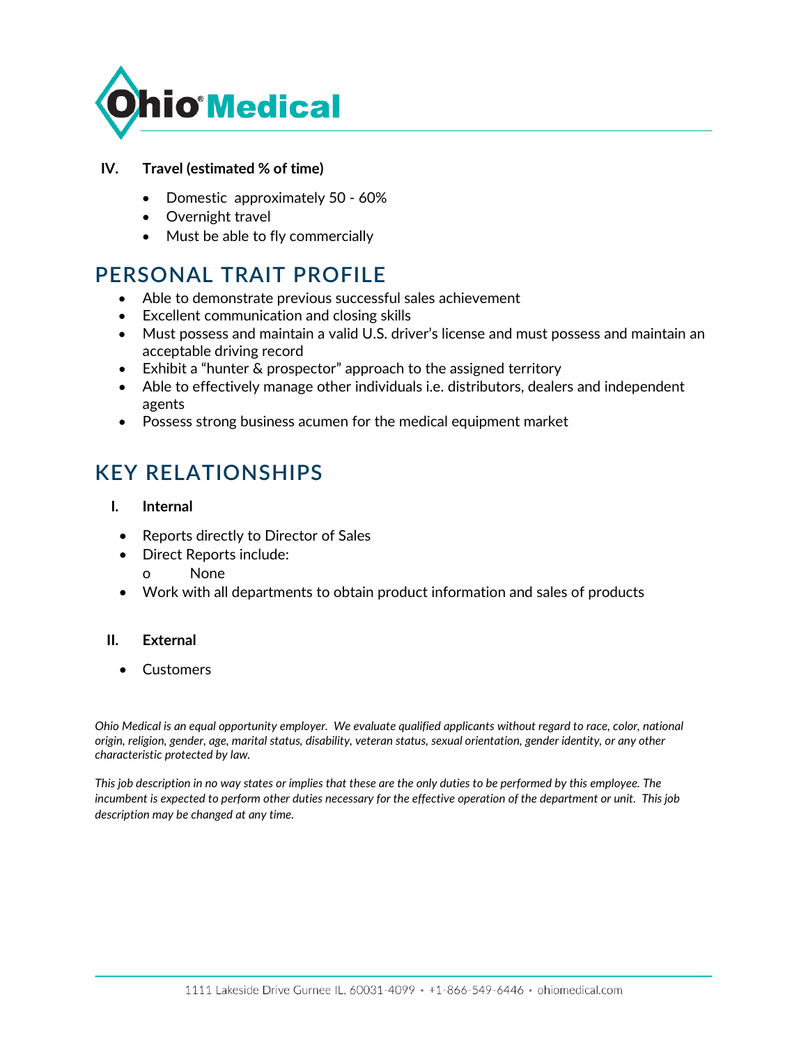**IV. Travel (estimated % of time)**

- Domestic approximately 50 - 60%
- Overnight travel
- Must be able to fly commercially

## PERSONAL TRAIT PROFILE

- Able to demonstrate previous successful sales achievement
- Excellent communication and closing skills
- Must possess and maintain a valid U.S. driver's license and must possess and maintain an acceptable driving record
- Exhibit a "hunter & prospector" approach to the assigned territory
- Able to effectively manage other individuals i.e. distributors, dealers and independent agents
- Possess strong business acumen for the medical equipment market

## KEY RELATIONSHIPS

**I. Internal**

- Reports directly to Director of Sales
- Direct Reports include:
  - None
- Work with all departments to obtain product information and sales of products

**II. External**

- Customers

*Ohio Medical is an equal opportunity employer. We evaluate qualified applicants without regard to race, color, national origin, religion, gender, age, marital status, disability, veteran status, sexual orientation, gender identity, or any other characteristic protected by law.*

*This job description in no way states or implies that these are the only duties to be performed by this employee. The incumbent is expected to perform other duties necessary for the effective operation of the department or unit. This job description may be changed at any time.*